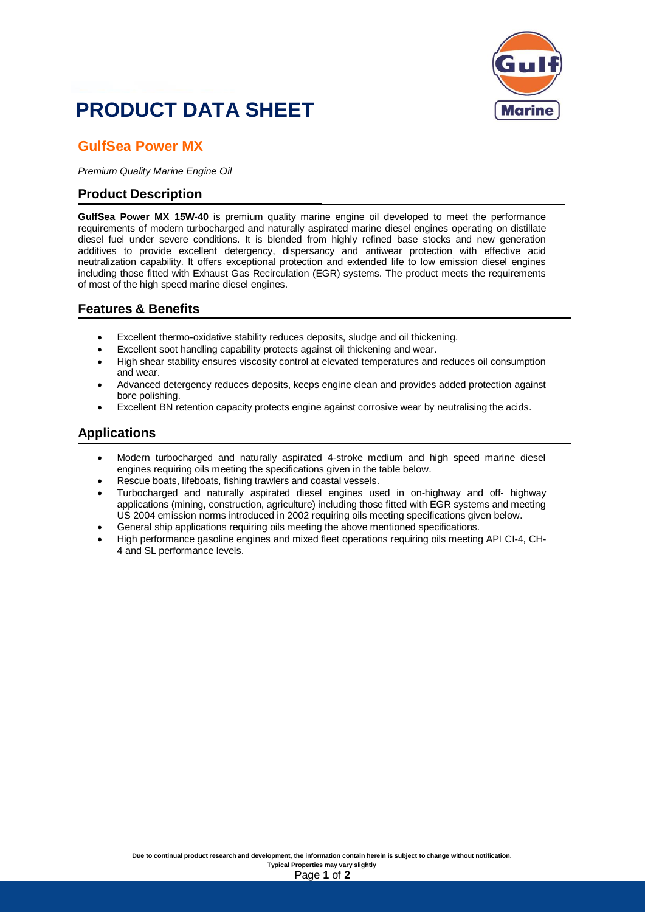# PRODUCT DATA SHEET

## GulfSea Power MX

*Premium Quality Marine Engine Oil*

### Product Description

**GulfSea Power MX 15W-40** is premium quality marine engine oil developed to meet the performance requirements of modern turbocharged and naturally aspirated marine diesel engines operating on distillate diesel fuel under severe conditions. It is blended from highly refined base stocks and new generation additives to provide excellent detergency, dispersancy and antiwear protection with effective acid neutralization capability. It offers exceptional protection and extended life to low emission diesel engines including those fitted with Exhaust Gas Recirculation (EGR) systems. The product meets the requirements of most of the high speed marine diesel engines.

### Features & Benefits

- Excellent thermo-oxidative stability reduces deposits, sludge and oil thickening.
- Excellent soot handling capability protects against oil thickening and wear.
- High shear stability ensures viscosity control at elevated temperatures and reduces oil consumption and wear.
- Advanced detergency reduces deposits, keeps engine clean and provides added protection against bore polishing.
- Excellent BN retention capacity protects engine against corrosive wear by neutralising the acids.

### Applications

- Modern turbocharged and naturally aspirated 4-stroke medium and high speed marine diesel engines requiring oils meeting the specifications given in the table below.
- Rescue boats, lifeboats, fishing trawlers and coastal vessels.
- Turbocharged and naturally aspirated diesel engines used in on-highway and off- highway applications (mining, construction, agriculture) including those fitted with EGR systems and meeting US 2004 emission norms introduced in 2002 requiring oils meeting specifications given below.
- General ship applications requiring oils meeting the above mentioned specifications.
- High performance gasoline engines and mixed fleet operations requiring oils meeting API CI-4, CH-4 and SL performance levels.

**Due to continual product research and development, the information contain herein is subject to change without notification.**
**Typical Properties may vary slightly**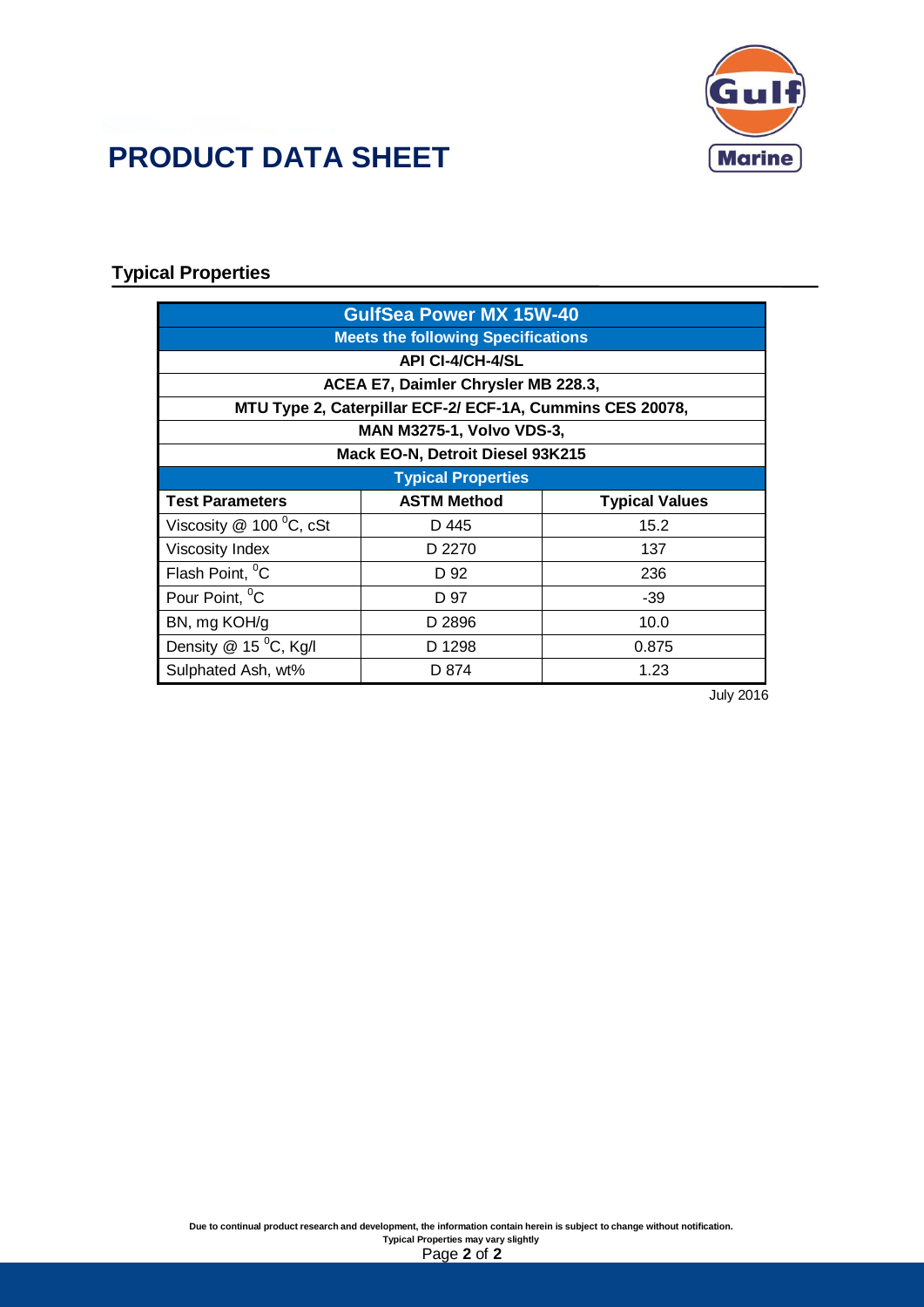# PRODUCT DATA SHEET

## Typical Properties

| GulfSea Power MX 15W-40 | | |
|---|---|---|
| **Meets the following Specifications** | | |
| **API CI-4/CH-4/SL** | | |
| **ACEA E7, Daimler Chrysler MB 228.3,** | | |
| **MTU Type 2, Caterpillar ECF-2/ ECF-1A, Cummins CES 20078,** | | |
| **MAN M3275-1, Volvo VDS-3,** | | |
| **Mack EO-N, Detroit Diesel 93K215** | | |
| **Typical Properties** | | |
| **Test Parameters** | **ASTM Method** | **Typical Values** |
| Viscosity @ 100 $^{0}$C, cSt | D 445 | 15.2 |
| Viscosity Index | D 2270 | 137 |
| Flash Point, $^{0}$C | D 92 | 236 |
| Pour Point, $^{0}$C | D 97 | -39 |
| BN, mg KOH/g | D 2896 | 10.0 |
| Density @ 15 $^{0}$C, Kg/l | D 1298 | 0.875 |
| Sulphated Ash, wt% | D 874 | 1.23 |

July 2016

**Due to continual product research and development, the information contain herein is subject to change without notification.**
**Typical Properties may vary slightly**